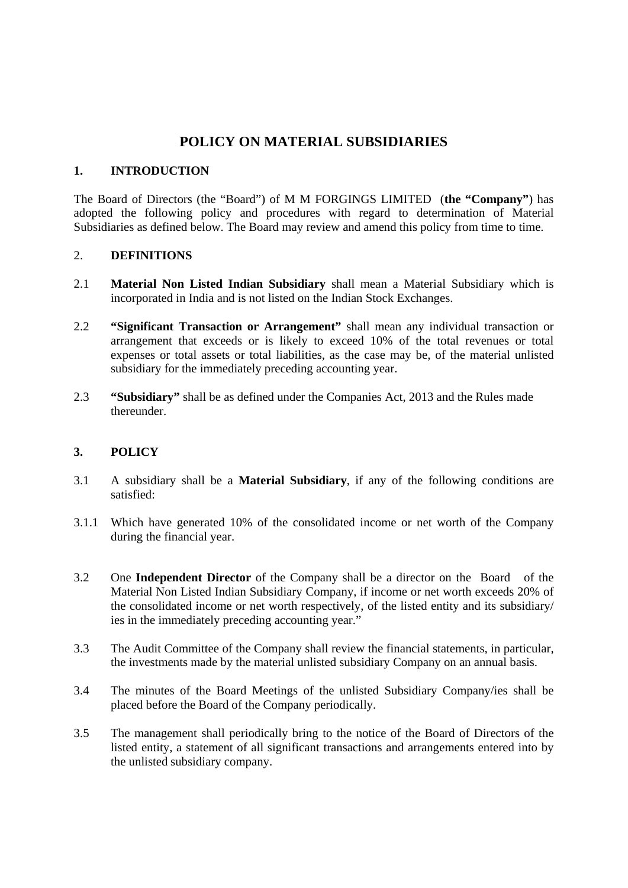# POLICY ON MATERIAL SUBSIDIARIES

## 1. INTRODUCTION

The Board of Directors (the "Board") of M M FORGINGS LIMITED (**the "Company"**) has adopted the following policy and procedures with regard to determination of Material Subsidiaries as defined below. The Board may review and amend this policy from time to time.

## 2. DEFINITIONS

2.1 **Material Non Listed Indian Subsidiary** shall mean a Material Subsidiary which is incorporated in India and is not listed on the Indian Stock Exchanges.

2.2 **"Significant Transaction or Arrangement"** shall mean any individual transaction or arrangement that exceeds or is likely to exceed 10% of the total revenues or total expenses or total assets or total liabilities, as the case may be, of the material unlisted subsidiary for the immediately preceding accounting year.

2.3 **"Subsidiary"** shall be as defined under the Companies Act, 2013 and the Rules made thereunder.

## 3. POLICY

3.1 A subsidiary shall be a **Material Subsidiary**, if any of the following conditions are satisfied:

3.1.1 Which have generated 10% of the consolidated income or net worth of the Company during the financial year.

3.2 One **Independent Director** of the Company shall be a director on the Board of the Material Non Listed Indian Subsidiary Company, if income or net worth exceeds 20% of the consolidated income or net worth respectively, of the listed entity and its subsidiary/ ies in the immediately preceding accounting year."

3.3 The Audit Committee of the Company shall review the financial statements, in particular, the investments made by the material unlisted subsidiary Company on an annual basis.

3.4 The minutes of the Board Meetings of the unlisted Subsidiary Company/ies shall be placed before the Board of the Company periodically.

3.5 The management shall periodically bring to the notice of the Board of Directors of the listed entity, a statement of all significant transactions and arrangements entered into by the unlisted subsidiary company.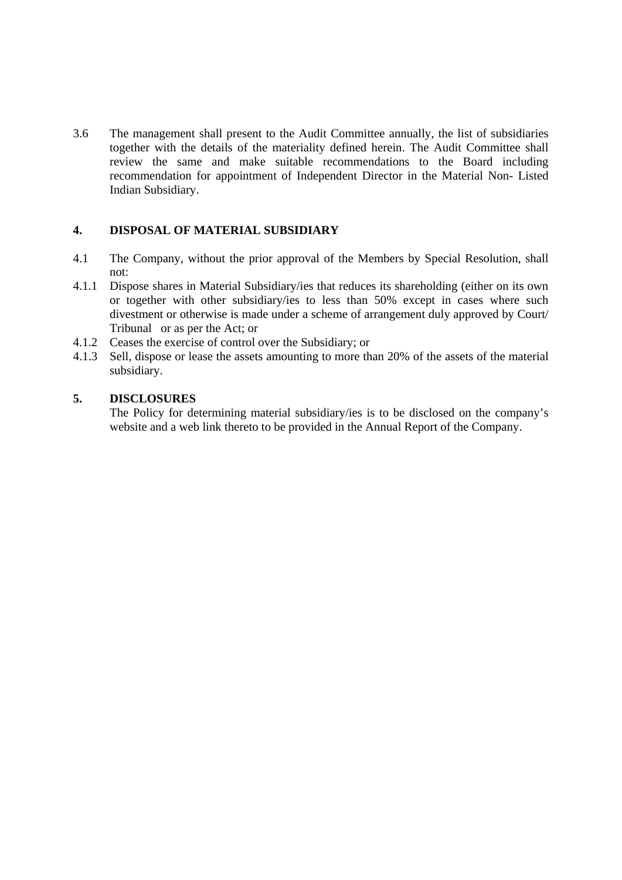3.6 The management shall present to the Audit Committee annually, the list of subsidiaries together with the details of the materiality defined herein. The Audit Committee shall review the same and make suitable recommendations to the Board including recommendation for appointment of Independent Director in the Material Non- Listed Indian Subsidiary.

## 4. DISPOSAL OF MATERIAL SUBSIDIARY

4.1 The Company, without the prior approval of the Members by Special Resolution, shall not:

4.1.1 Dispose shares in Material Subsidiary/ies that reduces its shareholding (either on its own or together with other subsidiary/ies to less than 50% except in cases where such divestment or otherwise is made under a scheme of arrangement duly approved by Court/ Tribunal or as per the Act; or

4.1.2 Ceases the exercise of control over the Subsidiary; or

4.1.3 Sell, dispose or lease the assets amounting to more than 20% of the assets of the material subsidiary.

## 5. DISCLOSURES

The Policy for determining material subsidiary/ies is to be disclosed on the company's website and a web link thereto to be provided in the Annual Report of the Company.